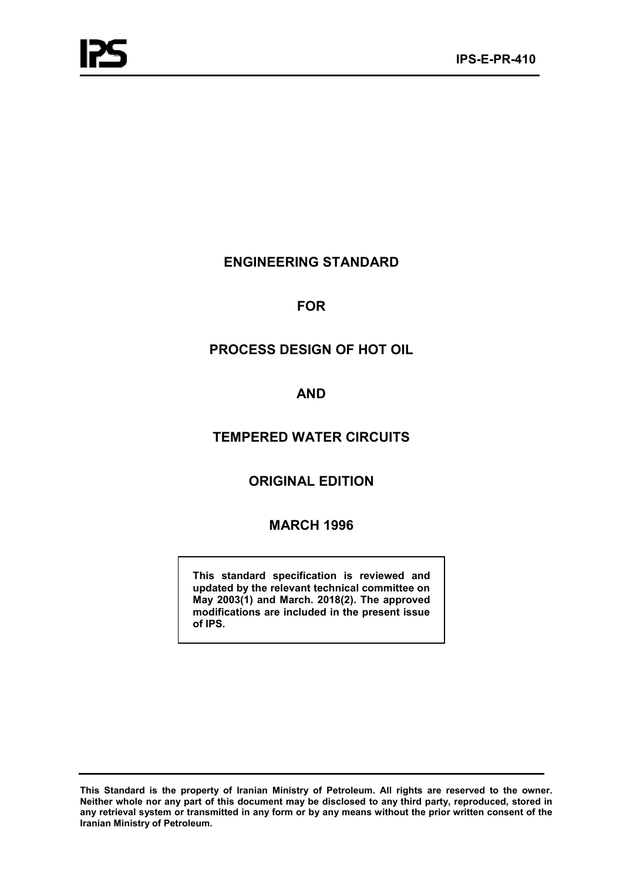# ENGINEERING STANDARD

# FOR

# PROCESS DESIGN OF HOT OIL

# AND

# TEMPERED WATER CIRCUITS

## ORIGINAL EDITION

## MARCH 1996

**This standard specification is reviewed and updated by the relevant technical committee on May 2003(1) and March. 2018(2). The approved modifications are included in the present issue of IPS.**

**This Standard is the property of Iranian Ministry of Petroleum. All rights are reserved to the owner. Neither whole nor any part of this document may be disclosed to any third party, reproduced, stored in any retrieval system or transmitted in any form or by any means without the prior written consent of the Iranian Ministry of Petroleum.**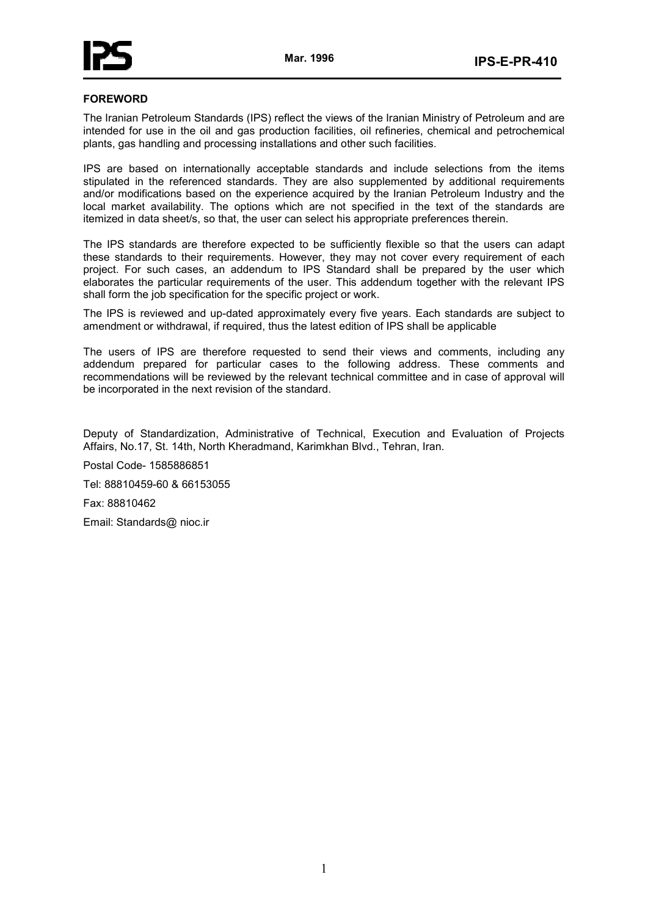## FOREWORD

The Iranian Petroleum Standards (IPS) reflect the views of the Iranian Ministry of Petroleum and are intended for use in the oil and gas production facilities, oil refineries, chemical and petrochemical plants, gas handling and processing installations and other such facilities.

IPS are based on internationally acceptable standards and include selections from the items stipulated in the referenced standards. They are also supplemented by additional requirements and/or modifications based on the experience acquired by the Iranian Petroleum Industry and the local market availability. The options which are not specified in the text of the standards are itemized in data sheet/s, so that, the user can select his appropriate preferences therein.

The IPS standards are therefore expected to be sufficiently flexible so that the users can adapt these standards to their requirements. However, they may not cover every requirement of each project. For such cases, an addendum to IPS Standard shall be prepared by the user which elaborates the particular requirements of the user. This addendum together with the relevant IPS shall form the job specification for the specific project or work.

The IPS is reviewed and up-dated approximately every five years. Each standards are subject to amendment or withdrawal, if required, thus the latest edition of IPS shall be applicable

The users of IPS are therefore requested to send their views and comments, including any addendum prepared for particular cases to the following address. These comments and recommendations will be reviewed by the relevant technical committee and in case of approval will be incorporated in the next revision of the standard.

Deputy of Standardization, Administrative of Technical, Execution and Evaluation of Projects Affairs, No.17, St. 14th, North Kheradmand, Karimkhan Blvd., Tehran, Iran.

Postal Code- 1585886851

Tel: 88810459-60 & 66153055

Fax: 88810462

Email: Standards@ nioc.ir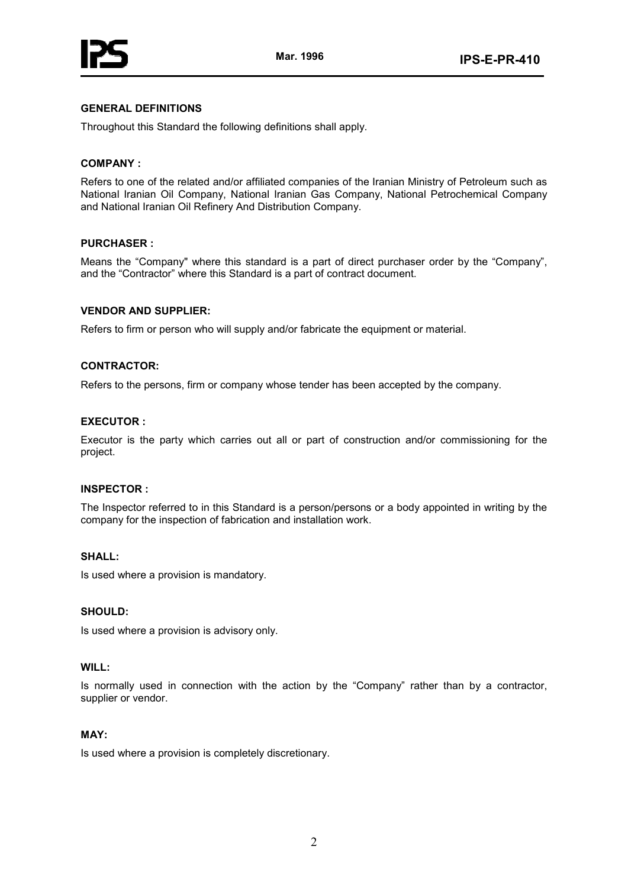## GENERAL DEFINITIONS

Throughout this Standard the following definitions shall apply.

### COMPANY :

Refers to one of the related and/or affiliated companies of the Iranian Ministry of Petroleum such as National Iranian Oil Company, National Iranian Gas Company, National Petrochemical Company and National Iranian Oil Refinery And Distribution Company.

### PURCHASER :

Means the "Company" where this standard is a part of direct purchaser order by the "Company", and the "Contractor" where this Standard is a part of contract document.

### VENDOR AND SUPPLIER:

Refers to firm or person who will supply and/or fabricate the equipment or material.

### CONTRACTOR:

Refers to the persons, firm or company whose tender has been accepted by the company.

### EXECUTOR :

Executor is the party which carries out all or part of construction and/or commissioning for the project.

### INSPECTOR :

The Inspector referred to in this Standard is a person/persons or a body appointed in writing by the company for the inspection of fabrication and installation work.

### SHALL:

Is used where a provision is mandatory.

### SHOULD:

Is used where a provision is advisory only.

### WILL:

Is normally used in connection with the action by the "Company" rather than by a contractor, supplier or vendor.

### MAY:

Is used where a provision is completely discretionary.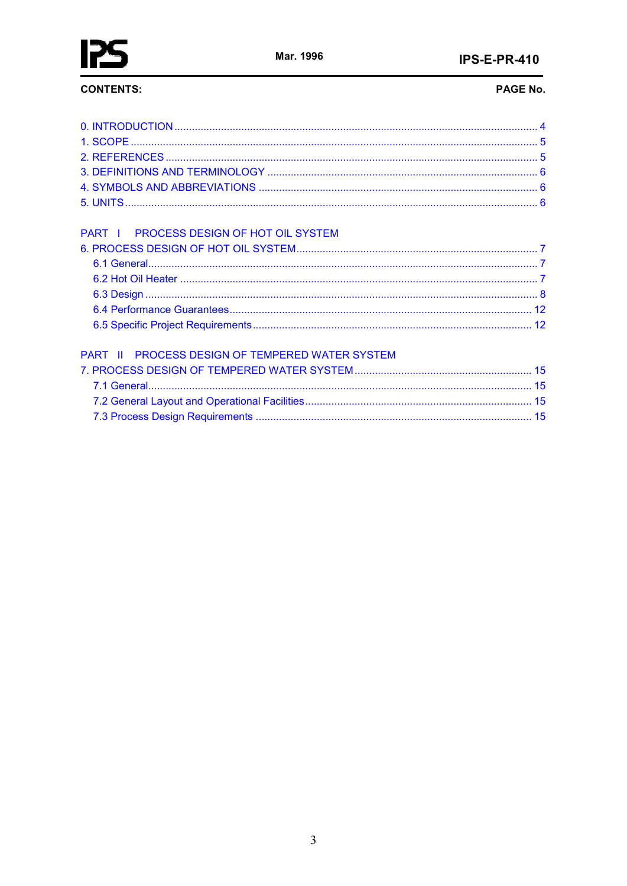**CONTENTS:** **PAGE No.**

0. INTRODUCTION ........................................................................................................................... 4
1. SCOPE ......................................................................................................................................... 5
2. REFERENCES ............................................................................................................................. 5
3. DEFINITIONS AND TERMINOLOGY ........................................................................................... 6
4. SYMBOLS AND ABBREVIATIONS .............................................................................................. 6
5. UNITS ........................................................................................................................................... 6

PART I PROCESS DESIGN OF HOT OIL SYSTEM

6. PROCESS DESIGN OF HOT OIL SYSTEM ................................................................................. 7
   - 6.1 General .................................................................................................................................. 7
   - 6.2 Hot Oil Heater ........................................................................................................................ 7
   - 6.3 Design .................................................................................................................................... 8
   - 6.4 Performance Guarantees ...................................................................................................... 12
   - 6.5 Specific Project Requirements .............................................................................................. 12

PART II PROCESS DESIGN OF TEMPERED WATER SYSTEM

7. PROCESS DESIGN OF TEMPERED WATER SYSTEM ............................................................ 15
   - 7.1 General .................................................................................................................................. 15
   - 7.2 General Layout and Operational Facilities ............................................................................ 15
   - 7.3 Process Design Requirements .............................................................................................. 15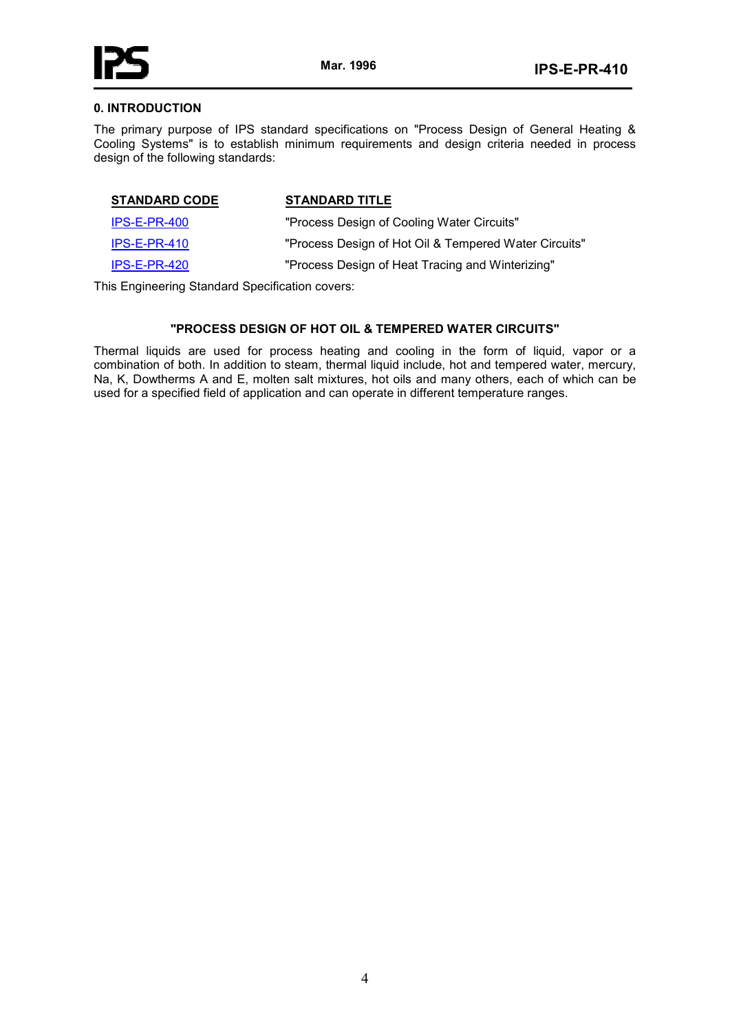## 0. INTRODUCTION

The primary purpose of IPS standard specifications on "Process Design of General Heating & Cooling Systems" is to establish minimum requirements and design criteria needed in process design of the following standards:

| STANDARD CODE | STANDARD TITLE |
|---|---|
| IPS-E-PR-400 | "Process Design of Cooling Water Circuits" |
| IPS-E-PR-410 | "Process Design of Hot Oil & Tempered Water Circuits" |
| IPS-E-PR-420 | "Process Design of Heat Tracing and Winterizing" |

This Engineering Standard Specification covers:

**"PROCESS DESIGN OF HOT OIL & TEMPERED WATER CIRCUITS"**

Thermal liquids are used for process heating and cooling in the form of liquid, vapor or a combination of both. In addition to steam, thermal liquid include, hot and tempered water, mercury, Na, K, Dowtherms A and E, molten salt mixtures, hot oils and many others, each of which can be used for a specified field of application and can operate in different temperature ranges.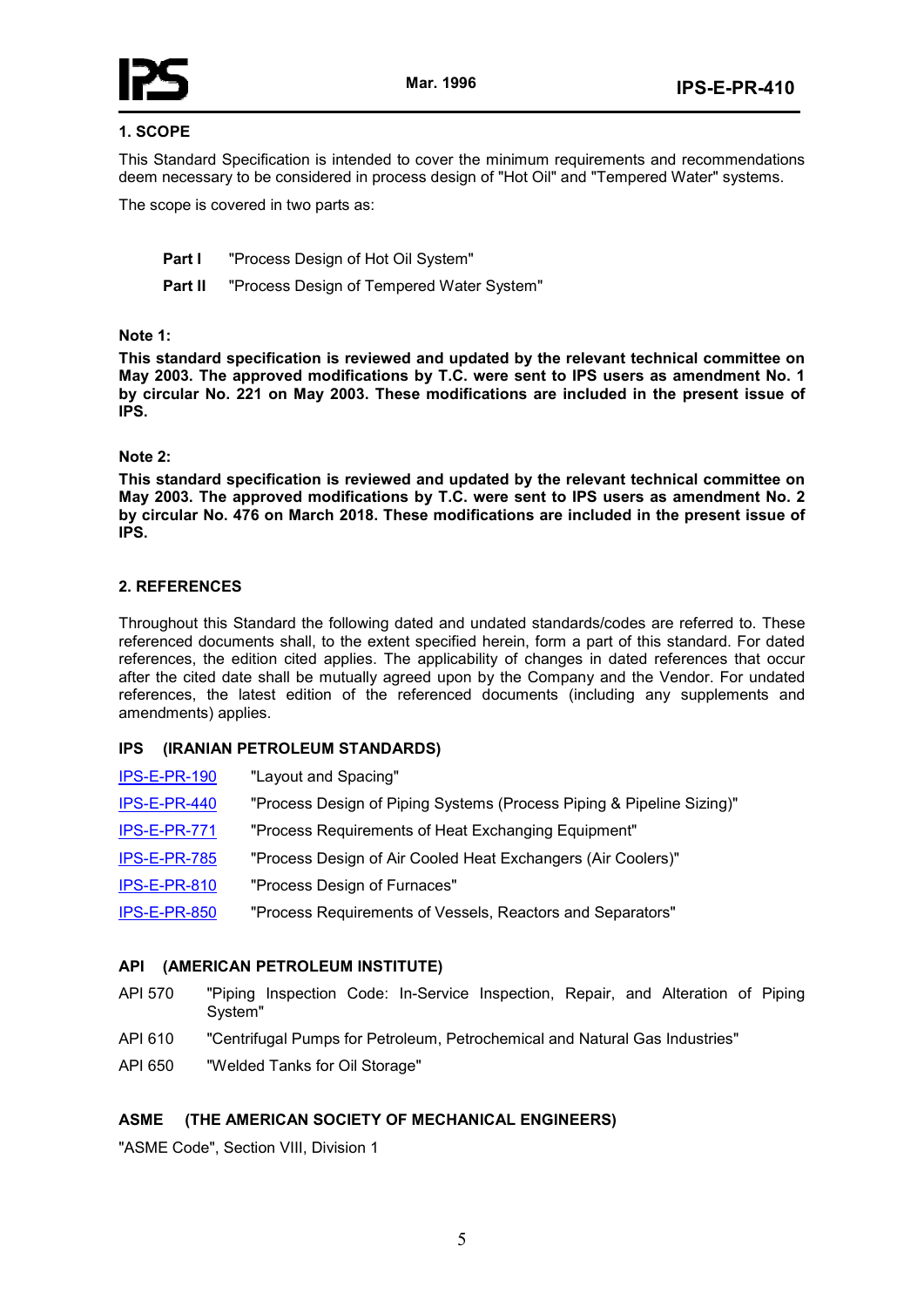## 1. SCOPE

This Standard Specification is intended to cover the minimum requirements and recommendations deem necessary to be considered in process design of "Hot Oil" and "Tempered Water" systems.

The scope is covered in two parts as:

**Part I** "Process Design of Hot Oil System"

**Part II** "Process Design of Tempered Water System"

**Note 1:**

**This standard specification is reviewed and updated by the relevant technical committee on May 2003. The approved modifications by T.C. were sent to IPS users as amendment No. 1 by circular No. 221 on May 2003. These modifications are included in the present issue of IPS.**

**Note 2:**

**This standard specification is reviewed and updated by the relevant technical committee on May 2003. The approved modifications by T.C. were sent to IPS users as amendment No. 2 by circular No. 476 on March 2018. These modifications are included in the present issue of IPS.**

## 2. REFERENCES

Throughout this Standard the following dated and undated standards/codes are referred to. These referenced documents shall, to the extent specified herein, form a part of this standard. For dated references, the edition cited applies. The applicability of changes in dated references that occur after the cited date shall be mutually agreed upon by the Company and the Vendor. For undated references, the latest edition of the referenced documents (including any supplements and amendments) applies.

**IPS (IRANIAN PETROLEUM STANDARDS)**

| | |
|---|---|
| IPS-E-PR-190 | "Layout and Spacing" |
| IPS-E-PR-440 | "Process Design of Piping Systems (Process Piping & Pipeline Sizing)" |
| IPS-E-PR-771 | "Process Requirements of Heat Exchanging Equipment" |
| IPS-E-PR-785 | "Process Design of Air Cooled Heat Exchangers (Air Coolers)" |
| IPS-E-PR-810 | "Process Design of Furnaces" |
| IPS-E-PR-850 | "Process Requirements of Vessels, Reactors and Separators" |

**API (AMERICAN PETROLEUM INSTITUTE)**

| | |
|---|---|
| API 570 | "Piping Inspection Code: In-Service Inspection, Repair, and Alteration of Piping System" |
| API 610 | "Centrifugal Pumps for Petroleum, Petrochemical and Natural Gas Industries" |
| API 650 | "Welded Tanks for Oil Storage" |

**ASME (THE AMERICAN SOCIETY OF MECHANICAL ENGINEERS)**

"ASME Code", Section VIII, Division 1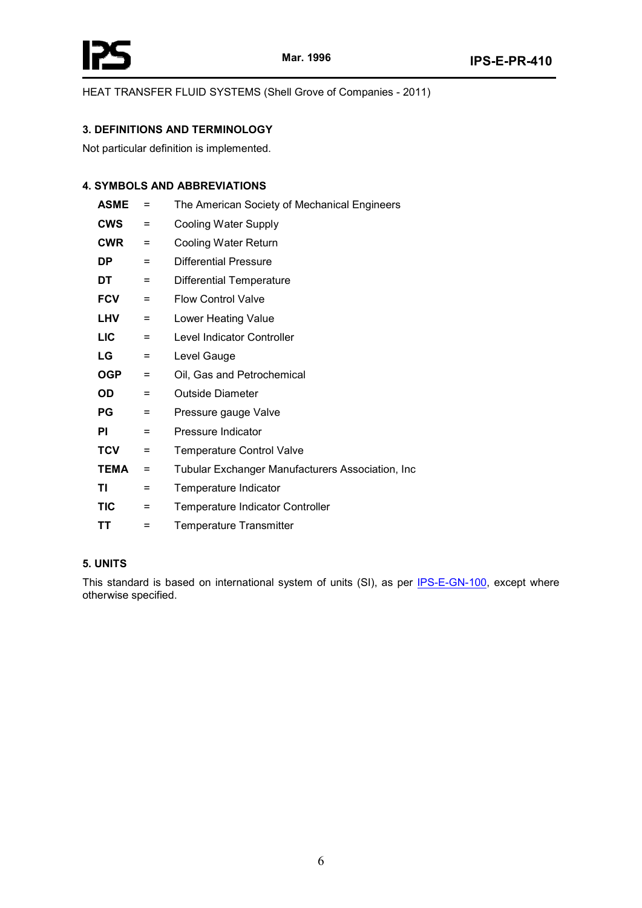HEAT TRANSFER FLUID SYSTEMS (Shell Grove of Companies - 2011)

## 3. DEFINITIONS AND TERMINOLOGY

Not particular definition is implemented.

## 4. SYMBOLS AND ABBREVIATIONS

| | | |
|---|---|---|
| **ASME** | = | The American Society of Mechanical Engineers |
| **CWS** | = | Cooling Water Supply |
| **CWR** | = | Cooling Water Return |
| **DP** | = | Differential Pressure |
| **DT** | = | Differential Temperature |
| **FCV** | = | Flow Control Valve |
| **LHV** | = | Lower Heating Value |
| **LIC** | = | Level Indicator Controller |
| **LG** | = | Level Gauge |
| **OGP** | = | Oil, Gas and Petrochemical |
| **OD** | = | Outside Diameter |
| **PG** | = | Pressure gauge Valve |
| **PI** | = | Pressure Indicator |
| **TCV** | = | Temperature Control Valve |
| **TEMA** | = | Tubular Exchanger Manufacturers Association, Inc |
| **TI** | = | Temperature Indicator |
| **TIC** | = | Temperature Indicator Controller |
| **TT** | = | Temperature Transmitter |

## 5. UNITS

This standard is based on international system of units (SI), as per IPS-E-GN-100, except where otherwise specified.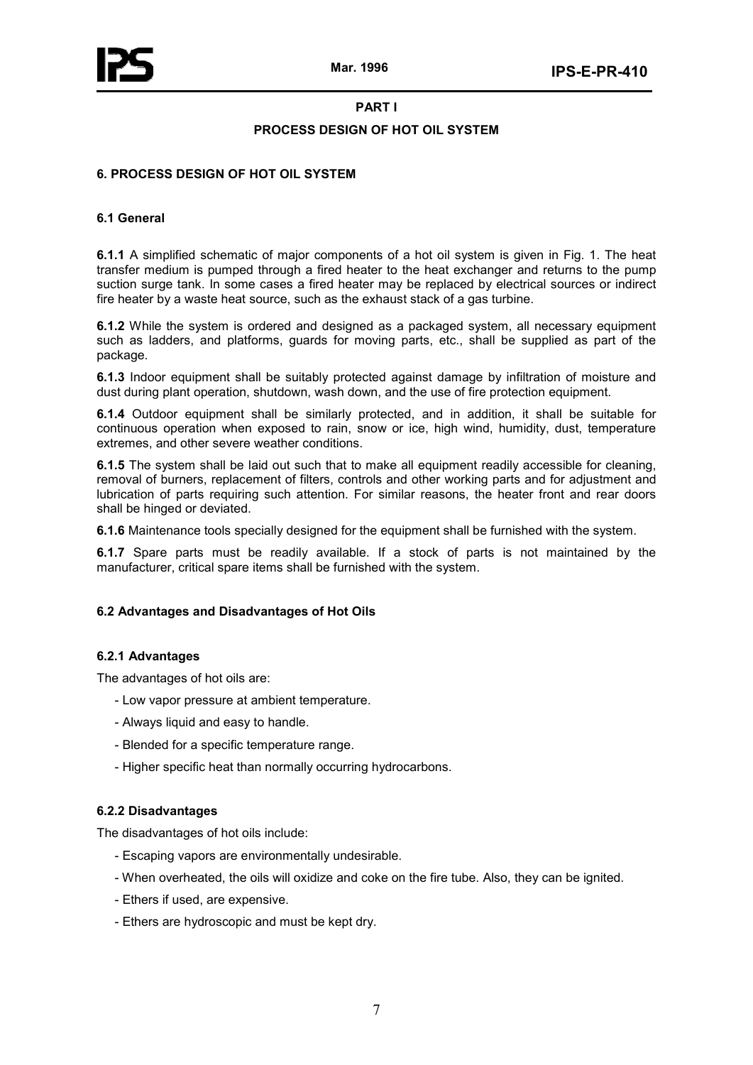## PART I

## PROCESS DESIGN OF HOT OIL SYSTEM

### 6. PROCESS DESIGN OF HOT OIL SYSTEM

#### 6.1 General

**6.1.1** A simplified schematic of major components of a hot oil system is given in Fig. 1. The heat transfer medium is pumped through a fired heater to the heat exchanger and returns to the pump suction surge tank. In some cases a fired heater may be replaced by electrical sources or indirect fire heater by a waste heat source, such as the exhaust stack of a gas turbine.

**6.1.2** While the system is ordered and designed as a packaged system, all necessary equipment such as ladders, and platforms, guards for moving parts, etc., shall be supplied as part of the package.

**6.1.3** Indoor equipment shall be suitably protected against damage by infiltration of moisture and dust during plant operation, shutdown, wash down, and the use of fire protection equipment.

**6.1.4** Outdoor equipment shall be similarly protected, and in addition, it shall be suitable for continuous operation when exposed to rain, snow or ice, high wind, humidity, dust, temperature extremes, and other severe weather conditions.

**6.1.5** The system shall be laid out such that to make all equipment readily accessible for cleaning, removal of burners, replacement of filters, controls and other working parts and for adjustment and lubrication of parts requiring such attention. For similar reasons, the heater front and rear doors shall be hinged or deviated.

**6.1.6** Maintenance tools specially designed for the equipment shall be furnished with the system.

**6.1.7** Spare parts must be readily available. If a stock of parts is not maintained by the manufacturer, critical spare items shall be furnished with the system.

#### 6.2 Advantages and Disadvantages of Hot Oils

##### 6.2.1 Advantages

The advantages of hot oils are:

- Low vapor pressure at ambient temperature.
- Always liquid and easy to handle.
- Blended for a specific temperature range.
- Higher specific heat than normally occurring hydrocarbons.

##### 6.2.2 Disadvantages

The disadvantages of hot oils include:

- Escaping vapors are environmentally undesirable.
- When overheated, the oils will oxidize and coke on the fire tube. Also, they can be ignited.
- Ethers if used, are expensive.
- Ethers are hydroscopic and must be kept dry.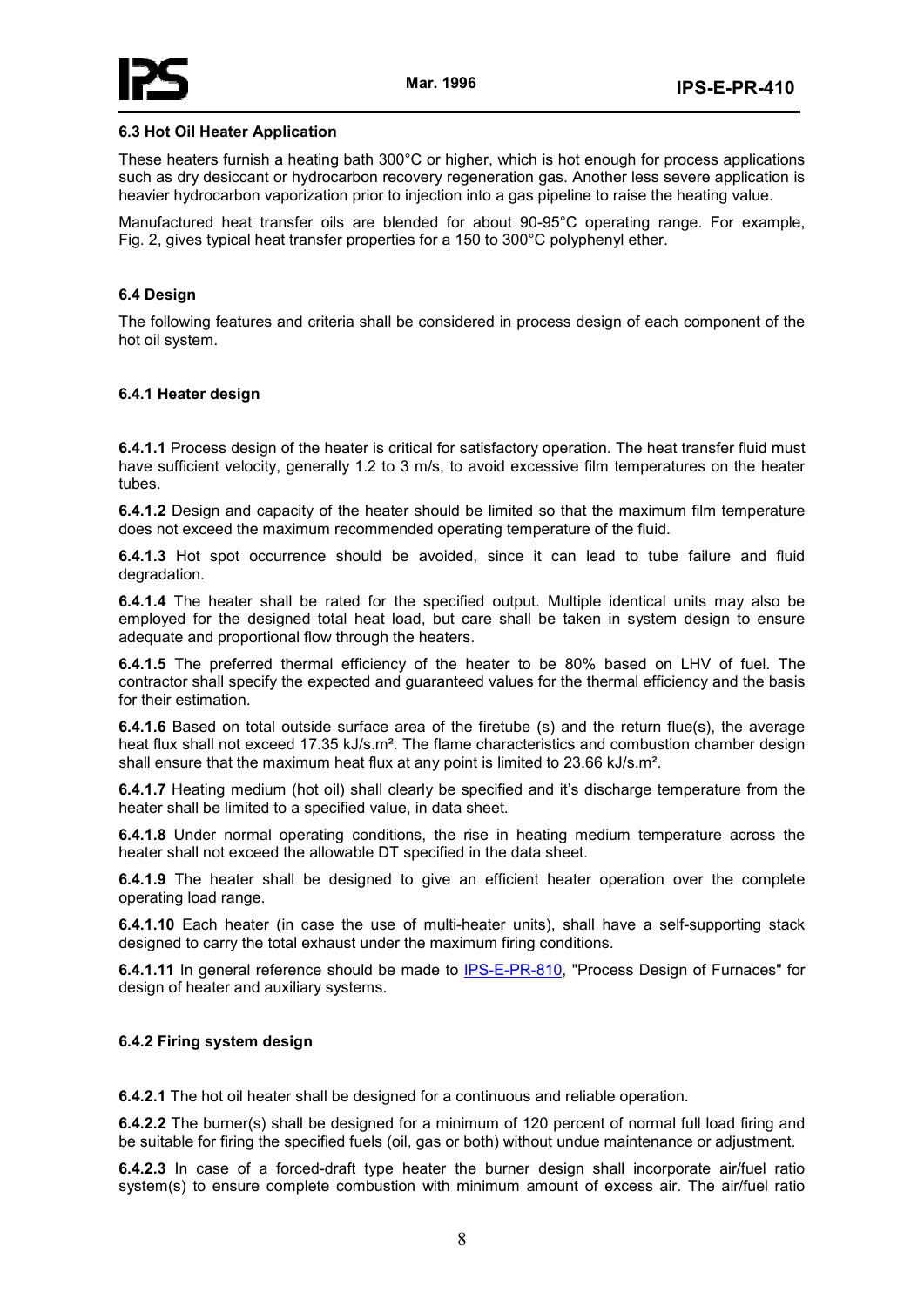### 6.3 Hot Oil Heater Application

These heaters furnish a heating bath 300°C or higher, which is hot enough for process applications such as dry desiccant or hydrocarbon recovery regeneration gas. Another less severe application is heavier hydrocarbon vaporization prior to injection into a gas pipeline to raise the heating value.

Manufactured heat transfer oils are blended for about 90-95°C operating range. For example, Fig. 2, gives typical heat transfer properties for a 150 to 300°C polyphenyl ether.

### 6.4 Design

The following features and criteria shall be considered in process design of each component of the hot oil system.

#### 6.4.1 Heater design

**6.4.1.1** Process design of the heater is critical for satisfactory operation. The heat transfer fluid must have sufficient velocity, generally 1.2 to 3 m/s, to avoid excessive film temperatures on the heater tubes.

**6.4.1.2** Design and capacity of the heater should be limited so that the maximum film temperature does not exceed the maximum recommended operating temperature of the fluid.

**6.4.1.3** Hot spot occurrence should be avoided, since it can lead to tube failure and fluid degradation.

**6.4.1.4** The heater shall be rated for the specified output. Multiple identical units may also be employed for the designed total heat load, but care shall be taken in system design to ensure adequate and proportional flow through the heaters.

**6.4.1.5** The preferred thermal efficiency of the heater to be 80% based on LHV of fuel. The contractor shall specify the expected and guaranteed values for the thermal efficiency and the basis for their estimation.

**6.4.1.6** Based on total outside surface area of the firetube (s) and the return flue(s), the average heat flux shall not exceed 17.35 kJ/s.m². The flame characteristics and combustion chamber design shall ensure that the maximum heat flux at any point is limited to 23.66 kJ/s.m².

**6.4.1.7** Heating medium (hot oil) shall clearly be specified and it's discharge temperature from the heater shall be limited to a specified value, in data sheet.

**6.4.1.8** Under normal operating conditions, the rise in heating medium temperature across the heater shall not exceed the allowable DT specified in the data sheet.

**6.4.1.9** The heater shall be designed to give an efficient heater operation over the complete operating load range.

**6.4.1.10** Each heater (in case the use of multi-heater units), shall have a self-supporting stack designed to carry the total exhaust under the maximum firing conditions.

**6.4.1.11** In general reference should be made to IPS-E-PR-810, "Process Design of Furnaces" for design of heater and auxiliary systems.

#### 6.4.2 Firing system design

**6.4.2.1** The hot oil heater shall be designed for a continuous and reliable operation.

**6.4.2.2** The burner(s) shall be designed for a minimum of 120 percent of normal full load firing and be suitable for firing the specified fuels (oil, gas or both) without undue maintenance or adjustment.

**6.4.2.3** In case of a forced-draft type heater the burner design shall incorporate air/fuel ratio system(s) to ensure complete combustion with minimum amount of excess air. The air/fuel ratio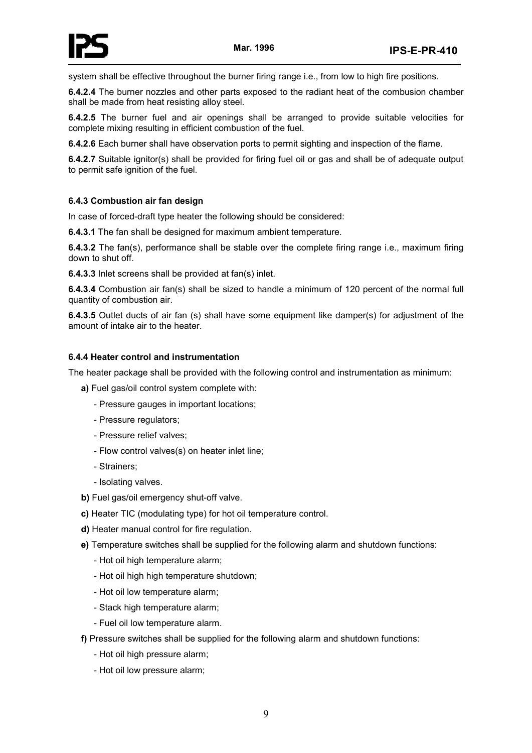system shall be effective throughout the burner firing range i.e., from low to high fire positions.

**6.4.2.4** The burner nozzles and other parts exposed to the radiant heat of the combustion chamber shall be made from heat resisting alloy steel.

**6.4.2.5** The burner fuel and air openings shall be arranged to provide suitable velocities for complete mixing resulting in efficient combustion of the fuel.

**6.4.2.6** Each burner shall have observation ports to permit sighting and inspection of the flame.

**6.4.2.7** Suitable ignitor(s) shall be provided for firing fuel oil or gas and shall be of adequate output to permit safe ignition of the fuel.

### 6.4.3 Combustion air fan design

In case of forced-draft type heater the following should be considered:

**6.4.3.1** The fan shall be designed for maximum ambient temperature.

**6.4.3.2** The fan(s), performance shall be stable over the complete firing range i.e., maximum firing down to shut off.

**6.4.3.3** Inlet screens shall be provided at fan(s) inlet.

**6.4.3.4** Combustion air fan(s) shall be sized to handle a minimum of 120 percent of the normal full quantity of combustion air.

**6.4.3.5** Outlet ducts of air fan (s) shall have some equipment like damper(s) for adjustment of the amount of intake air to the heater.

### 6.4.4 Heater control and instrumentation

The heater package shall be provided with the following control and instrumentation as minimum:

**a)** Fuel gas/oil control system complete with:

- Pressure gauges in important locations;
- Pressure regulators;
- Pressure relief valves;
- Flow control valves(s) on heater inlet line;
- Strainers;
- Isolating valves.

**b)** Fuel gas/oil emergency shut-off valve.

**c)** Heater TIC (modulating type) for hot oil temperature control.

**d)** Heater manual control for fire regulation.

**e)** Temperature switches shall be supplied for the following alarm and shutdown functions:

- Hot oil high temperature alarm;
- Hot oil high high temperature shutdown;
- Hot oil low temperature alarm;
- Stack high temperature alarm;
- Fuel oil low temperature alarm.

**f)** Pressure switches shall be supplied for the following alarm and shutdown functions:

- Hot oil high pressure alarm;
- Hot oil low pressure alarm;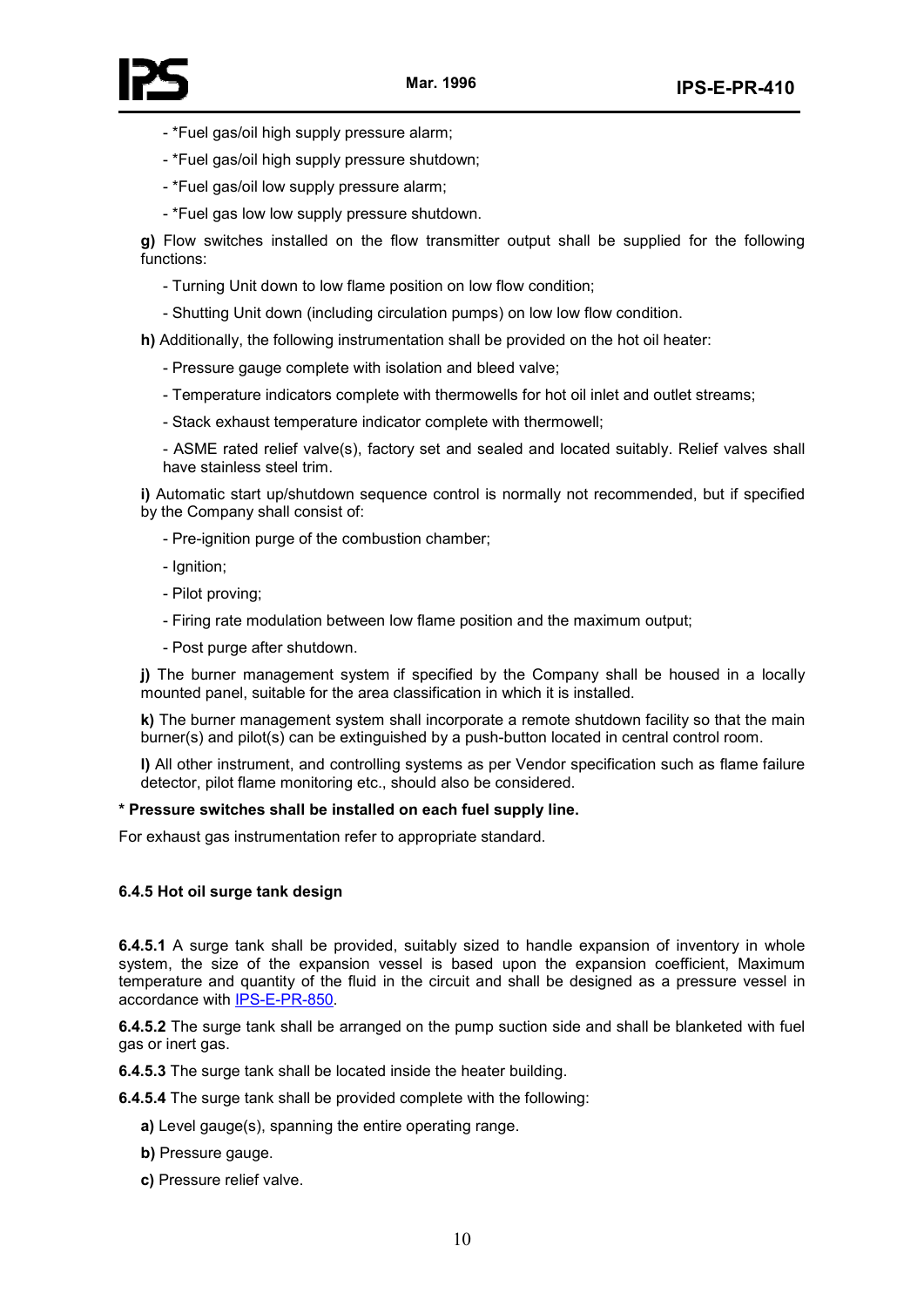- *Fuel gas/oil high supply pressure alarm;
- *Fuel gas/oil high supply pressure shutdown;
- *Fuel gas/oil low supply pressure alarm;
- *Fuel gas low low supply pressure shutdown.

**g)** Flow switches installed on the flow transmitter output shall be supplied for the following functions:

- Turning Unit down to low flame position on low flow condition;
- Shutting Unit down (including circulation pumps) on low low flow condition.

**h)** Additionally, the following instrumentation shall be provided on the hot oil heater:

- Pressure gauge complete with isolation and bleed valve;
- Temperature indicators complete with thermowells for hot oil inlet and outlet streams;
- Stack exhaust temperature indicator complete with thermowell;
- ASME rated relief valve(s), factory set and sealed and located suitably. Relief valves shall have stainless steel trim.

**i)** Automatic start up/shutdown sequence control is normally not recommended, but if specified by the Company shall consist of:

- Pre-ignition purge of the combustion chamber;
- Ignition;
- Pilot proving;
- Firing rate modulation between low flame position and the maximum output;
- Post purge after shutdown.

**j)** The burner management system if specified by the Company shall be housed in a locally mounted panel, suitable for the area classification in which it is installed.

**k)** The burner management system shall incorporate a remote shutdown facility so that the main burner(s) and pilot(s) can be extinguished by a push-button located in central control room.

**l)** All other instrument, and controlling systems as per Vendor specification such as flame failure detector, pilot flame monitoring etc., should also be considered.

**\* Pressure switches shall be installed on each fuel supply line.**

For exhaust gas instrumentation refer to appropriate standard.

**6.4.5 Hot oil surge tank design**

**6.4.5.1** A surge tank shall be provided, suitably sized to handle expansion of inventory in whole system, the size of the expansion vessel is based upon the expansion coefficient, Maximum temperature and quantity of the fluid in the circuit and shall be designed as a pressure vessel in accordance with IPS-E-PR-850.

**6.4.5.2** The surge tank shall be arranged on the pump suction side and shall be blanketed with fuel gas or inert gas.

**6.4.5.3** The surge tank shall be located inside the heater building.

**6.4.5.4** The surge tank shall be provided complete with the following:

**a)** Level gauge(s), spanning the entire operating range.

**b)** Pressure gauge.

**c)** Pressure relief valve.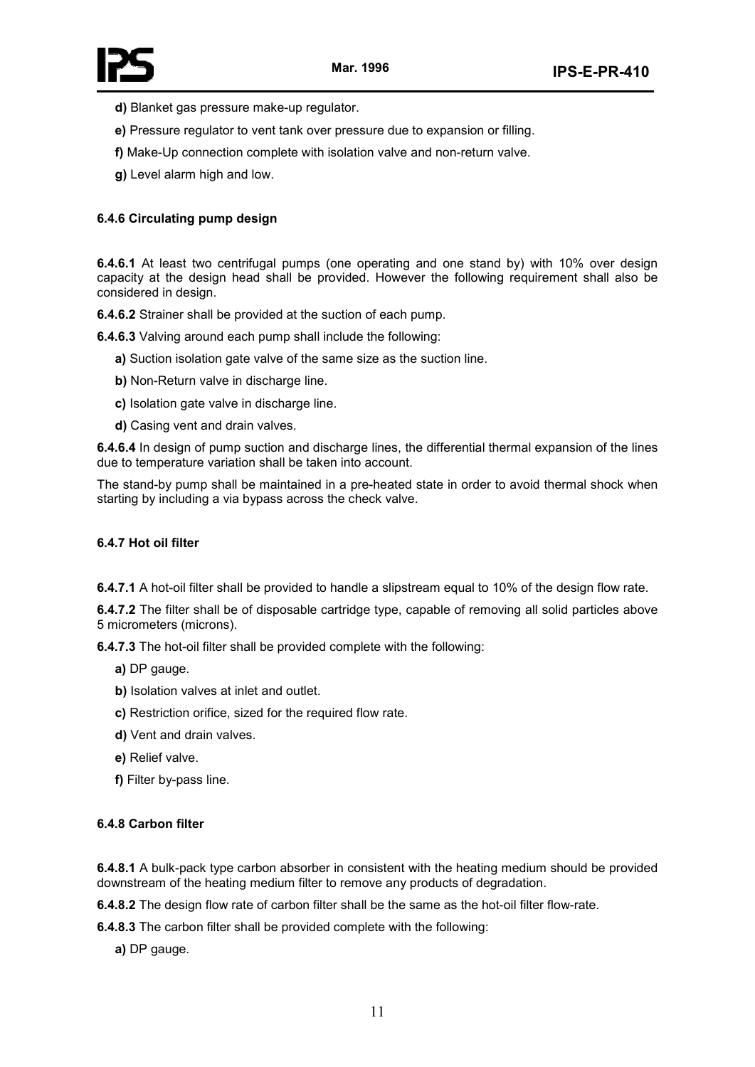**d)** Blanket gas pressure make-up regulator.

**e)** Pressure regulator to vent tank over pressure due to expansion or filling.

**f)** Make-Up connection complete with isolation valve and non-return valve.

**g)** Level alarm high and low.

#### 6.4.6 Circulating pump design

**6.4.6.1** At least two centrifugal pumps (one operating and one stand by) with 10% over design capacity at the design head shall be provided. However the following requirement shall also be considered in design.

**6.4.6.2** Strainer shall be provided at the suction of each pump.

**6.4.6.3** Valving around each pump shall include the following:

**a)** Suction isolation gate valve of the same size as the suction line.

**b)** Non-Return valve in discharge line.

**c)** Isolation gate valve in discharge line.

**d)** Casing vent and drain valves.

**6.4.6.4** In design of pump suction and discharge lines, the differential thermal expansion of the lines due to temperature variation shall be taken into account.

The stand-by pump shall be maintained in a pre-heated state in order to avoid thermal shock when starting by including a via bypass across the check valve.

#### 6.4.7 Hot oil filter

**6.4.7.1** A hot-oil filter shall be provided to handle a slipstream equal to 10% of the design flow rate.

**6.4.7.2** The filter shall be of disposable cartridge type, capable of removing all solid particles above 5 micrometers (microns).

**6.4.7.3** The hot-oil filter shall be provided complete with the following:

**a)** DP gauge.

**b)** Isolation valves at inlet and outlet.

**c)** Restriction orifice, sized for the required flow rate.

**d)** Vent and drain valves.

**e)** Relief valve.

**f)** Filter by-pass line.

#### 6.4.8 Carbon filter

**6.4.8.1** A bulk-pack type carbon absorber in consistent with the heating medium should be provided downstream of the heating medium filter to remove any products of degradation.

**6.4.8.2** The design flow rate of carbon filter shall be the same as the hot-oil filter flow-rate.

**6.4.8.3** The carbon filter shall be provided complete with the following:

**a)** DP gauge.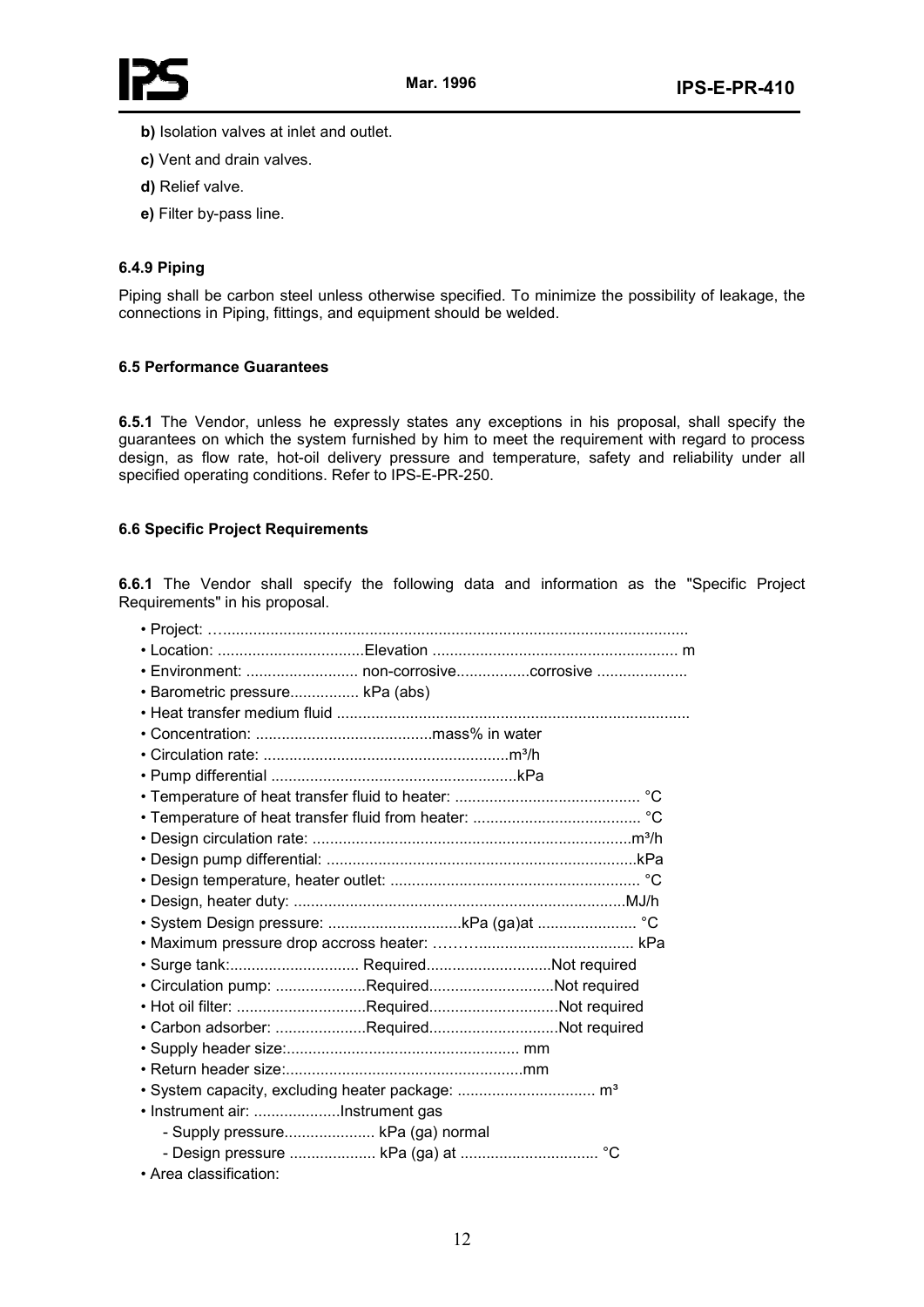**b)** Isolation valves at inlet and outlet.

**c)** Vent and drain valves.

**d)** Relief valve.

**e)** Filter by-pass line.

#### 6.4.9 Piping

Piping shall be carbon steel unless otherwise specified. To minimize the possibility of leakage, the connections in Piping, fittings, and equipment should be welded.

### 6.5 Performance Guarantees

**6.5.1** The Vendor, unless he expressly states any exceptions in his proposal, shall specify the guarantees on which the system furnished by him to meet the requirement with regard to process design, as flow rate, hot-oil delivery pressure and temperature, safety and reliability under all specified operating conditions. Refer to IPS-E-PR-250.

### 6.6 Specific Project Requirements

**6.6.1** The Vendor shall specify the following data and information as the "Specific Project Requirements" in his proposal.

- Project: ……………………………………………………………………………………………
- Location: ..................................Elevation ........................................................ m
- Environment: .......................... non-corrosive.................corrosive ....................
- Barometric pressure................ kPa (abs)
- Heat transfer medium fluid ..................................................................................
- Concentration: .........................................mass% in water
- Circulation rate: .........................................................m³/h
- Pump differential .........................................................kPa
- Temperature of heat transfer fluid to heater: ........................................... °C
- Temperature of heat transfer fluid from heater: ....................................... °C
- Design circulation rate: ..........................................................................m³/h
- Design pump differential: .......................................................................kPa
- Design temperature, heater outlet: .......................................................... °C
- Design, heater duty: ............................................................................MJ/h
- System Design pressure: ...............................kPa (ga)at ....................... °C
- Maximum pressure drop accross heater: ………..................................... kPa
- Surge tank:.............................. Required.............................Not required
- Circulation pump: .....................Required.............................Not required
- Hot oil filter: ..............................Required..............................Not required
- Carbon adsorber: .....................Required..............................Not required
- Supply header size:..................................................... mm
- Return header size:.......................................................mm
- System capacity, excluding heater package: ................................ m³
- Instrument air: ....................Instrument gas
  - Supply pressure..................... kPa (ga) normal
  - Design pressure .................... kPa (ga) at ................................ °C
- Area classification: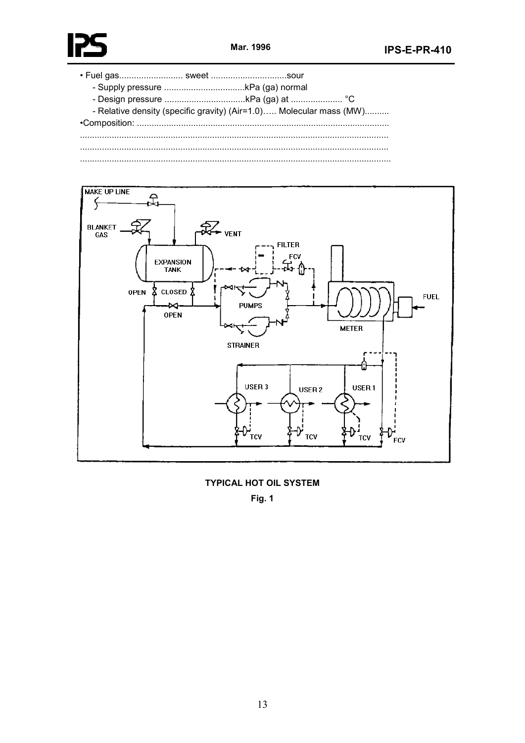- Fuel gas.......................... sweet ..............................sour
  - Supply pressure .................................kPa (ga) normal
  - Design pressure .................................kPa (ga) at ..................... °C
  - Relative density (specific gravity) (Air=1.0)….. Molecular mass (MW)..........
- Composition: ......................................................................................................

............................................................................................................................

............................................................................................................................

............................................................................................................................

**TYPICAL HOT OIL SYSTEM**

**Fig. 1**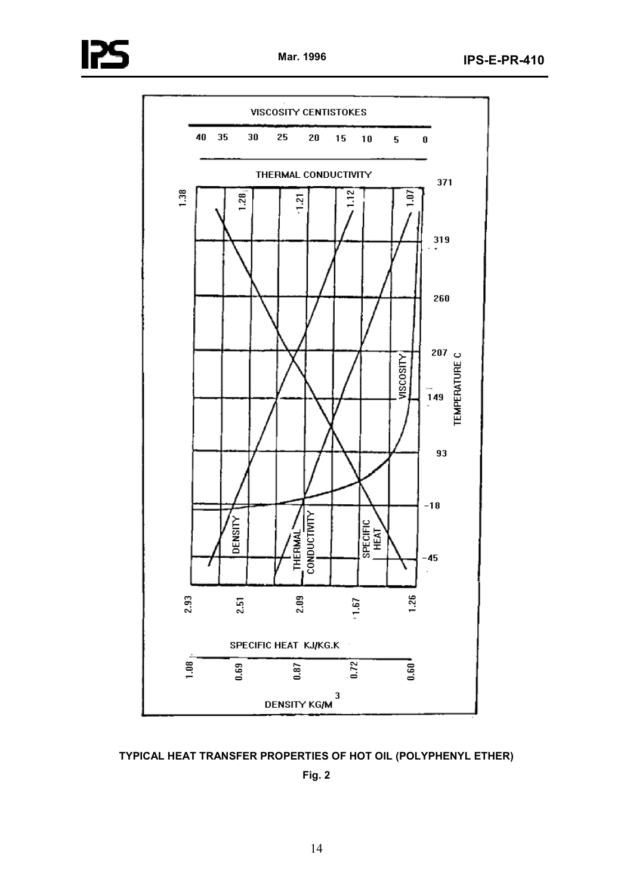**TYPICAL HEAT TRANSFER PROPERTIES OF HOT OIL (POLYPHENYL ETHER)**

**Fig. 2**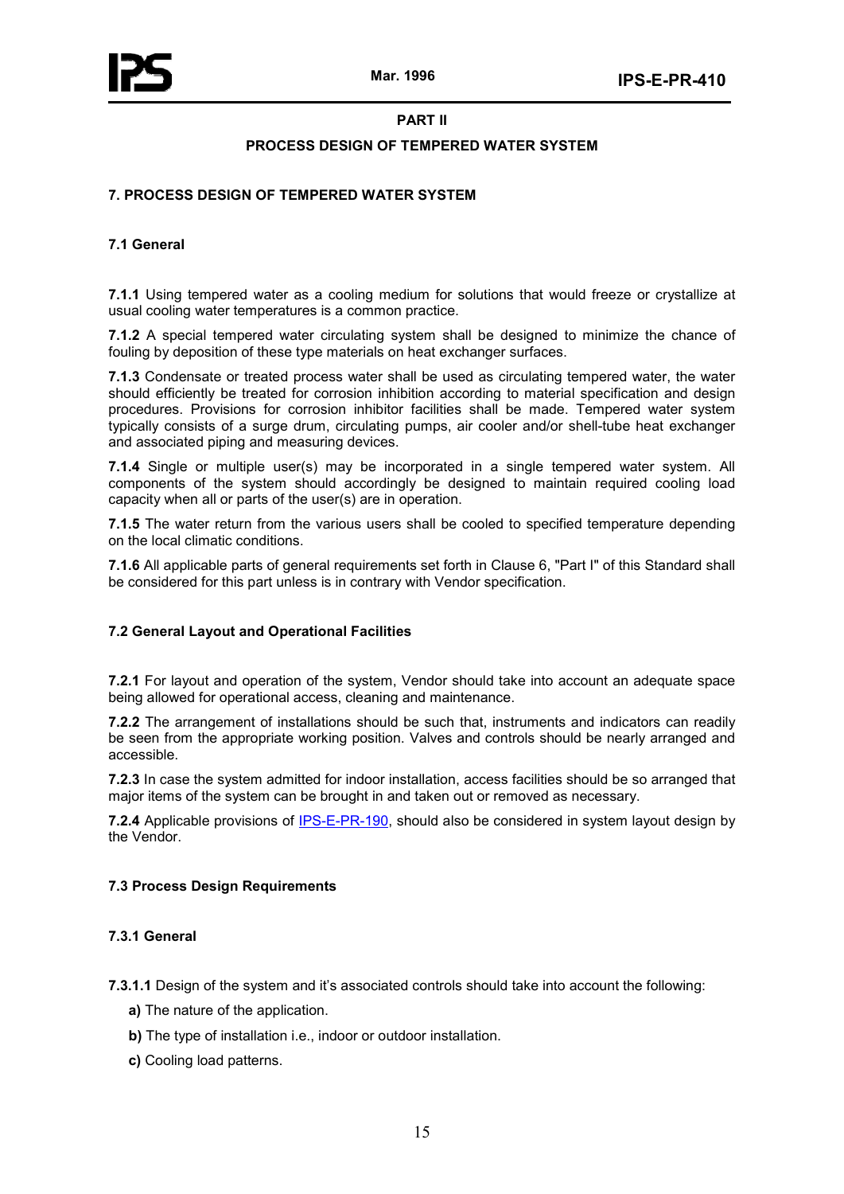# PART II

## PROCESS DESIGN OF TEMPERED WATER SYSTEM

## 7. PROCESS DESIGN OF TEMPERED WATER SYSTEM

### 7.1 General

**7.1.1** Using tempered water as a cooling medium for solutions that would freeze or crystallize at usual cooling water temperatures is a common practice.

**7.1.2** A special tempered water circulating system shall be designed to minimize the chance of fouling by deposition of these type materials on heat exchanger surfaces.

**7.1.3** Condensate or treated process water shall be used as circulating tempered water, the water should efficiently be treated for corrosion inhibition according to material specification and design procedures. Provisions for corrosion inhibitor facilities shall be made. Tempered water system typically consists of a surge drum, circulating pumps, air cooler and/or shell-tube heat exchanger and associated piping and measuring devices.

**7.1.4** Single or multiple user(s) may be incorporated in a single tempered water system. All components of the system should accordingly be designed to maintain required cooling load capacity when all or parts of the user(s) are in operation.

**7.1.5** The water return from the various users shall be cooled to specified temperature depending on the local climatic conditions.

**7.1.6** All applicable parts of general requirements set forth in Clause 6, "Part I" of this Standard shall be considered for this part unless is in contrary with Vendor specification.

### 7.2 General Layout and Operational Facilities

**7.2.1** For layout and operation of the system, Vendor should take into account an adequate space being allowed for operational access, cleaning and maintenance.

**7.2.2** The arrangement of installations should be such that, instruments and indicators can readily be seen from the appropriate working position. Valves and controls should be nearly arranged and accessible.

**7.2.3** In case the system admitted for indoor installation, access facilities should be so arranged that major items of the system can be brought in and taken out or removed as necessary.

**7.2.4** Applicable provisions of IPS-E-PR-190, should also be considered in system layout design by the Vendor.

### 7.3 Process Design Requirements

#### 7.3.1 General

**7.3.1.1** Design of the system and it's associated controls should take into account the following:

- **a)** The nature of the application.
- **b)** The type of installation i.e., indoor or outdoor installation.
- **c)** Cooling load patterns.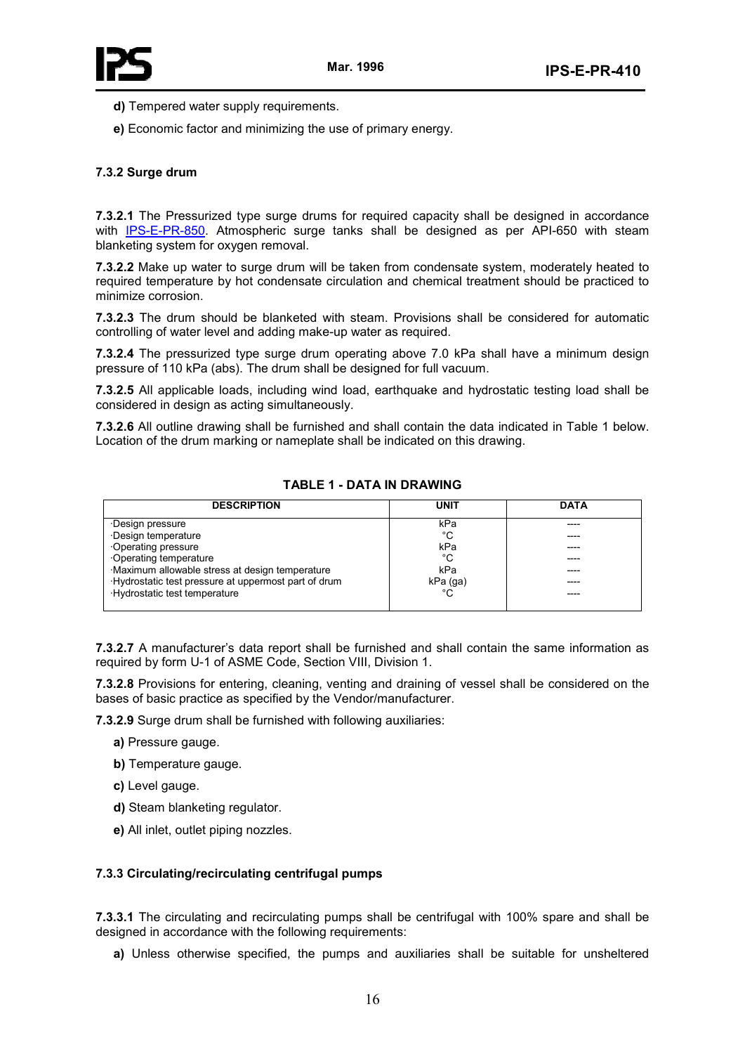**d)** Tempered water supply requirements.

**e)** Economic factor and minimizing the use of primary energy.

### 7.3.2 Surge drum

**7.3.2.1** The Pressurized type surge drums for required capacity shall be designed in accordance with IPS-E-PR-850. Atmospheric surge tanks shall be designed as per API-650 with steam blanketing system for oxygen removal.

**7.3.2.2** Make up water to surge drum will be taken from condensate system, moderately heated to required temperature by hot condensate circulation and chemical treatment should be practiced to minimize corrosion.

**7.3.2.3** The drum should be blanketed with steam. Provisions shall be considered for automatic controlling of water level and adding make-up water as required.

**7.3.2.4** The pressurized type surge drum operating above 7.0 kPa shall have a minimum design pressure of 110 kPa (abs). The drum shall be designed for full vacuum.

**7.3.2.5** All applicable loads, including wind load, earthquake and hydrostatic testing load shall be considered in design as acting simultaneously.

**7.3.2.6** All outline drawing shall be furnished and shall contain the data indicated in Table 1 below. Location of the drum marking or nameplate shall be indicated on this drawing.

**TABLE 1 - DATA IN DRAWING**

| DESCRIPTION | UNIT | DATA |
|---|---|---|
| ·Design pressure | kPa | ---- |
| ·Design temperature | °C | ---- |
| ·Operating pressure | kPa | ---- |
| ·Operating temperature | °C | ---- |
| ·Maximum allowable stress at design temperature | kPa | ---- |
| ·Hydrostatic test pressure at uppermost part of drum | kPa (ga) | ---- |
| ·Hydrostatic test temperature | °C | ---- |

**7.3.2.7** A manufacturer's data report shall be furnished and shall contain the same information as required by form U-1 of ASME Code, Section VIII, Division 1.

**7.3.2.8** Provisions for entering, cleaning, venting and draining of vessel shall be considered on the bases of basic practice as specified by the Vendor/manufacturer.

**7.3.2.9** Surge drum shall be furnished with following auxiliaries:

**a)** Pressure gauge.

**b)** Temperature gauge.

**c)** Level gauge.

**d)** Steam blanketing regulator.

**e)** All inlet, outlet piping nozzles.

### 7.3.3 Circulating/recirculating centrifugal pumps

**7.3.3.1** The circulating and recirculating pumps shall be centrifugal with 100% spare and shall be designed in accordance with the following requirements:

**a)** Unless otherwise specified, the pumps and auxiliaries shall be suitable for unsheltered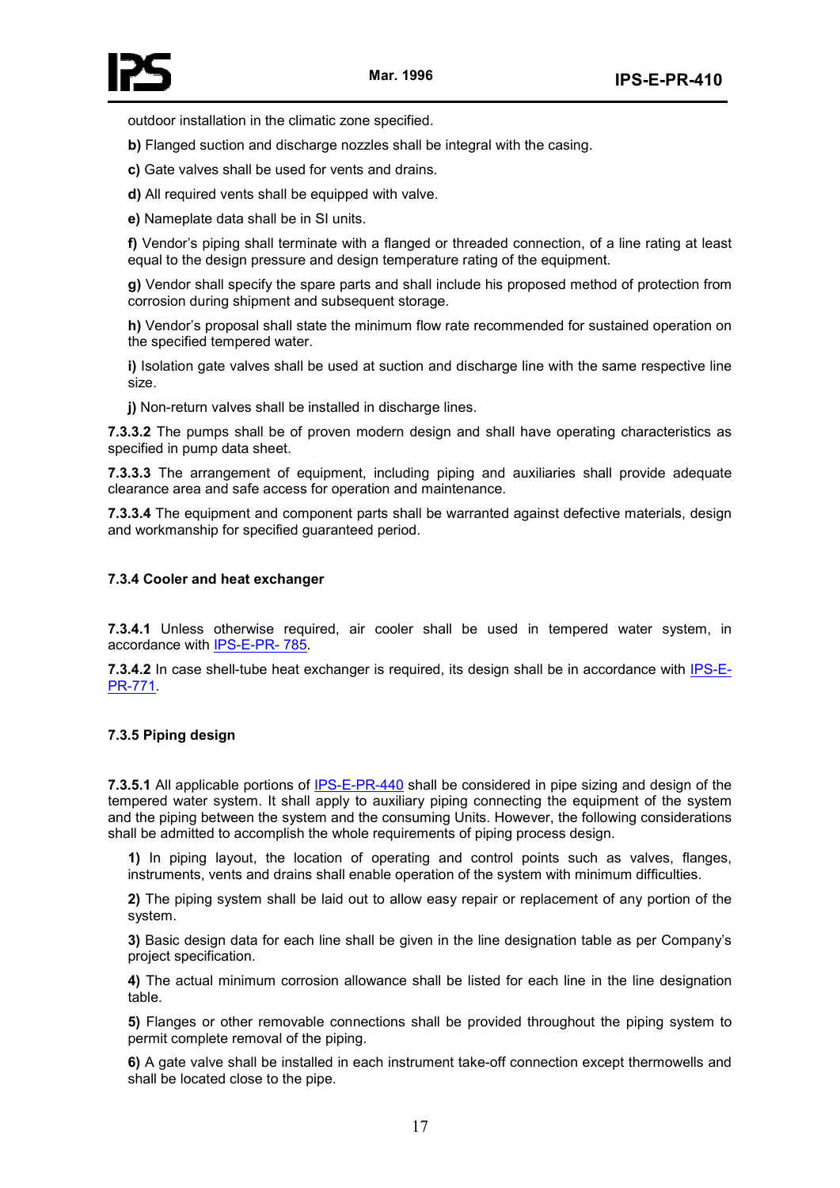outdoor installation in the climatic zone specified.

**b)** Flanged suction and discharge nozzles shall be integral with the casing.

**c)** Gate valves shall be used for vents and drains.

**d)** All required vents shall be equipped with valve.

**e)** Nameplate data shall be in SI units.

**f)** Vendor's piping shall terminate with a flanged or threaded connection, of a line rating at least equal to the design pressure and design temperature rating of the equipment.

**g)** Vendor shall specify the spare parts and shall include his proposed method of protection from corrosion during shipment and subsequent storage.

**h)** Vendor's proposal shall state the minimum flow rate recommended for sustained operation on the specified tempered water.

**i)** Isolation gate valves shall be used at suction and discharge line with the same respective line size.

**j)** Non-return valves shall be installed in discharge lines.

**7.3.3.2** The pumps shall be of proven modern design and shall have operating characteristics as specified in pump data sheet.

**7.3.3.3** The arrangement of equipment, including piping and auxiliaries shall provide adequate clearance area and safe access for operation and maintenance.

**7.3.3.4** The equipment and component parts shall be warranted against defective materials, design and workmanship for specified guaranteed period.

### 7.3.4 Cooler and heat exchanger

**7.3.4.1** Unless otherwise required, air cooler shall be used in tempered water system, in accordance with IPS-E-PR- 785.

**7.3.4.2** In case shell-tube heat exchanger is required, its design shall be in accordance with IPS-E-PR-771.

### 7.3.5 Piping design

**7.3.5.1** All applicable portions of IPS-E-PR-440 shall be considered in pipe sizing and design of the tempered water system. It shall apply to auxiliary piping connecting the equipment of the system and the piping between the system and the consuming Units. However, the following considerations shall be admitted to accomplish the whole requirements of piping process design.

**1)** In piping layout, the location of operating and control points such as valves, flanges, instruments, vents and drains shall enable operation of the system with minimum difficulties.

**2)** The piping system shall be laid out to allow easy repair or replacement of any portion of the system.

**3)** Basic design data for each line shall be given in the line designation table as per Company's project specification.

**4)** The actual minimum corrosion allowance shall be listed for each line in the line designation table.

**5)** Flanges or other removable connections shall be provided throughout the piping system to permit complete removal of the piping.

**6)** A gate valve shall be installed in each instrument take-off connection except thermowells and shall be located close to the pipe.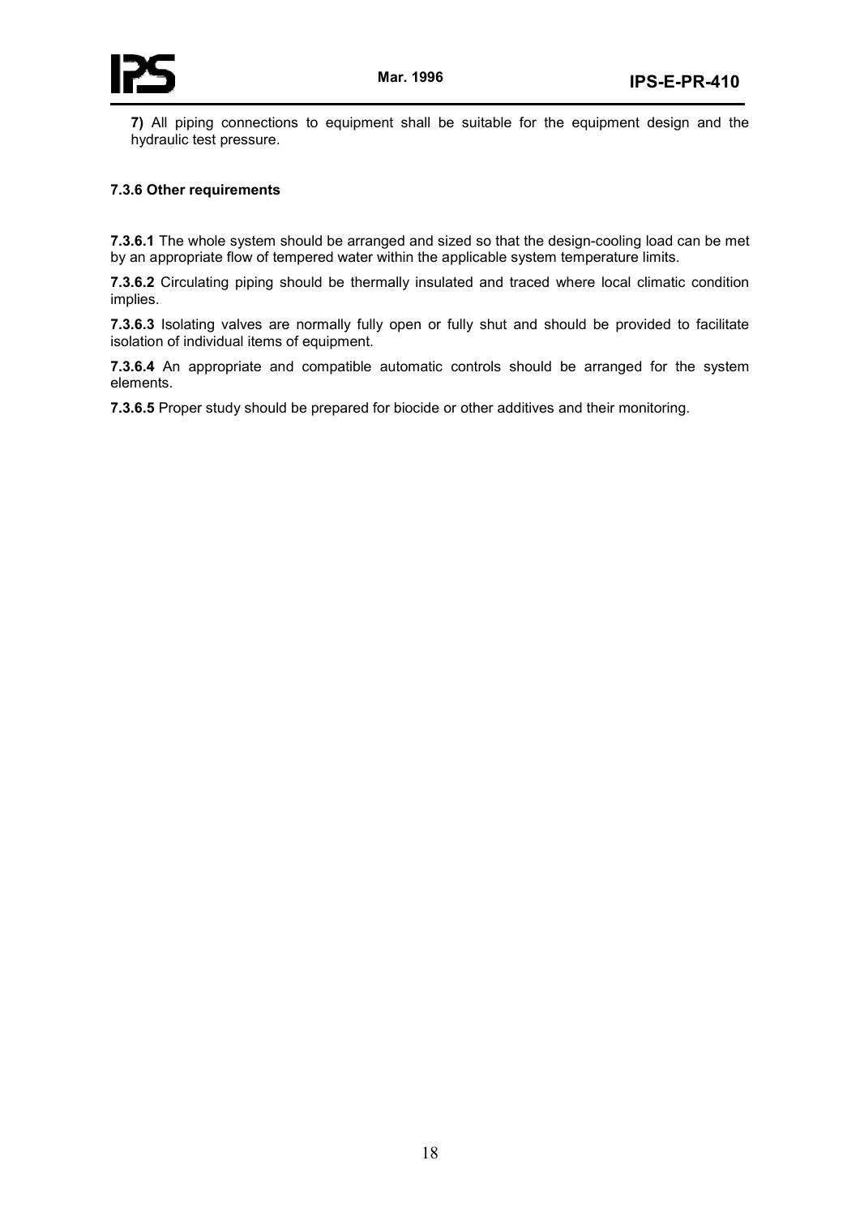**7)** All piping connections to equipment shall be suitable for the equipment design and the hydraulic test pressure.

### 7.3.6 Other requirements

**7.3.6.1** The whole system should be arranged and sized so that the design-cooling load can be met by an appropriate flow of tempered water within the applicable system temperature limits.

**7.3.6.2** Circulating piping should be thermally insulated and traced where local climatic condition implies.

**7.3.6.3** Isolating valves are normally fully open or fully shut and should be provided to facilitate isolation of individual items of equipment.

**7.3.6.4** An appropriate and compatible automatic controls should be arranged for the system elements.

**7.3.6.5** Proper study should be prepared for biocide or other additives and their monitoring.